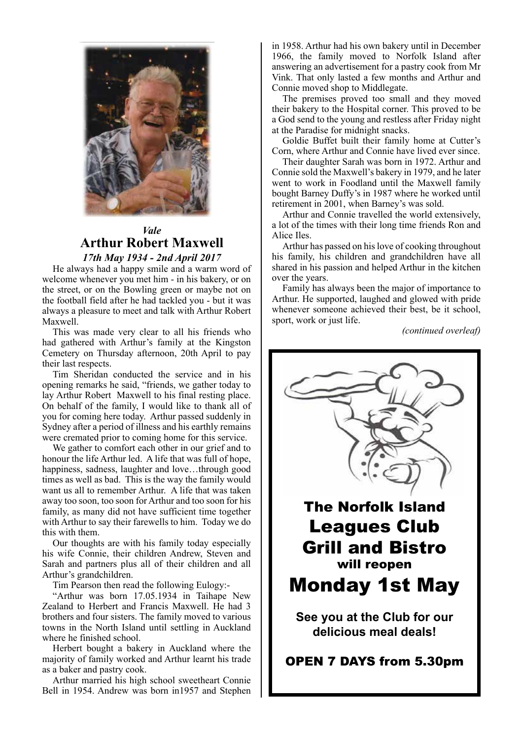*Vale*

## Arthur Robert Maxwell

***17th May 1934 - 2nd April 2017***

He always had a happy smile and a warm word of welcome whenever you met him - in his bakery, or on the street, or on the Bowling green or maybe not on the football field after he had tackled you - but it was always a pleasure to meet and talk with Arthur Robert Maxwell.

This was made very clear to all his friends who had gathered with Arthur's family at the Kingston Cemetery on Thursday afternoon, 20th April to pay their last respects.

Tim Sheridan conducted the service and in his opening remarks he said, "friends, we gather today to lay Arthur Robert Maxwell to his final resting place. On behalf of the family, I would like to thank all of you for coming here today. Arthur passed suddenly in Sydney after a period of illness and his earthly remains were cremated prior to coming home for this service.

We gather to comfort each other in our grief and to honour the life Arthur led. A life that was full of hope, happiness, sadness, laughter and love…through good times as well as bad. This is the way the family would want us all to remember Arthur. A life that was taken away too soon, too soon for Arthur and too soon for his family, as many did not have sufficient time together with Arthur to say their farewells to him. Today we do this with them.

Our thoughts are with his family today especially his wife Connie, their children Andrew, Steven and Sarah and partners plus all of their children and all Arthur's grandchildren.

Tim Pearson then read the following Eulogy:-

"Arthur was born 17.05.1934 in Taihape New Zealand to Herbert and Francis Maxwell. He had 3 brothers and four sisters. The family moved to various towns in the North Island until settling in Auckland where he finished school.

Herbert bought a bakery in Auckland where the majority of family worked and Arthur learnt his trade as a baker and pastry cook.

Arthur married his high school sweetheart Connie Bell in 1954. Andrew was born in1957 and Stephen in 1958. Arthur had his own bakery until in December 1966, the family moved to Norfolk Island after answering an advertisement for a pastry cook from Mr Vink. That only lasted a few months and Arthur and Connie moved shop to Middlegate.

The premises proved too small and they moved their bakery to the Hospital corner. This proved to be a God send to the young and restless after Friday night at the Paradise for midnight snacks.

Goldie Buffet built their family home at Cutter's Corn, where Arthur and Connie have lived ever since.

Their daughter Sarah was born in 1972. Arthur and Connie sold the Maxwell's bakery in 1979, and he later went to work in Foodland until the Maxwell family bought Barney Duffy's in 1987 where he worked until retirement in 2001, when Barney's was sold.

Arthur and Connie travelled the world extensively, a lot of the times with their long time friends Ron and Alice Iles.

Arthur has passed on his love of cooking throughout his family, his children and grandchildren have all shared in his passion and helped Arthur in the kitchen over the years.

Family has always been the major of importance to Arthur. He supported, laughed and glowed with pride whenever someone achieved their best, be it school, sport, work or just life.

*(continued overleaf)*

---

**The Norfolk Island**

**Leagues Club**
**Grill and Bistro**

**will reopen**

**Monday 1st May**

**See you at the Club for our delicious meal deals!**

**OPEN 7 DAYS from 5.30pm**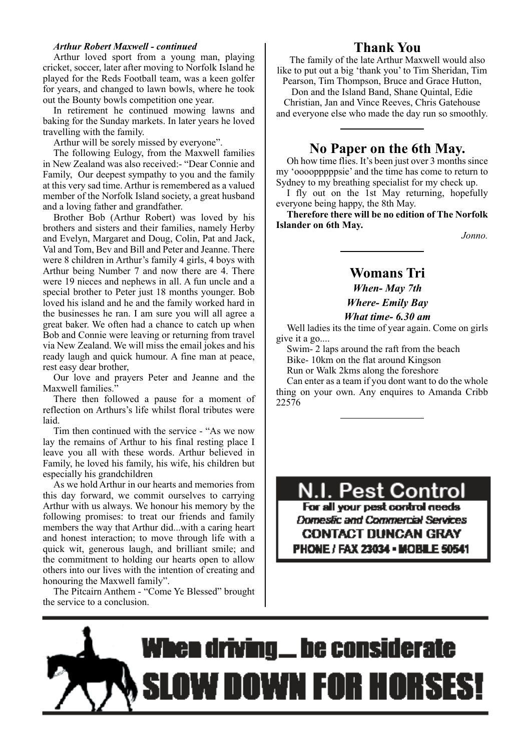***Arthur Robert Maxwell - continued***

Arthur loved sport from a young man, playing cricket, soccer, later after moving to Norfolk Island he played for the Reds Football team, was a keen golfer for years, and changed to lawn bowls, where he took out the Bounty bowls competition one year.

In retirement he continued mowing lawns and baking for the Sunday markets. In later years he loved travelling with the family.

Arthur will be sorely missed by everyone".

The following Eulogy, from the Maxwell families in New Zealand was also received:- "Dear Connie and Family, Our deepest sympathy to you and the family at this very sad time. Arthur is remembered as a valued member of the Norfolk Island society, a great husband and a loving father and grandfather.

Brother Bob (Arthur Robert) was loved by his brothers and sisters and their families, namely Herby and Evelyn, Margaret and Doug, Colin, Pat and Jack, Val and Tom, Bev and Bill and Peter and Jeanne. There were 8 children in Arthur's family 4 girls, 4 boys with Arthur being Number 7 and now there are 4. There were 19 nieces and nephews in all. A fun uncle and a special brother to Peter just 18 months younger. Bob loved his island and he and the family worked hard in the businesses he ran. I am sure you will all agree a great baker. We often had a chance to catch up when Bob and Connie were leaving or returning from travel via New Zealand. We will miss the email jokes and his ready laugh and quick humour. A fine man at peace, rest easy dear brother,

Our love and prayers Peter and Jeanne and the Maxwell families."

There then followed a pause for a moment of reflection on Arthurs's life whilst floral tributes were laid.

Tim then continued with the service - "As we now lay the remains of Arthur to his final resting place I leave you all with these words. Arthur believed in Family, he loved his family, his wife, his children but especially his grandchildren

As we hold Arthur in our hearts and memories from this day forward, we commit ourselves to carrying Arthur with us always. We honour his memory by the following promises: to treat our friends and family members the way that Arthur did...with a caring heart and honest interaction; to move through life with a quick wit, generous laugh, and brilliant smile; and the commitment to holding our hearts open to allow others into our lives with the intention of creating and honouring the Maxwell family".

The Pitcairn Anthem - "Come Ye Blessed" brought the service to a conclusion.

## Thank You

The family of the late Arthur Maxwell would also like to put out a big 'thank you' to Tim Sheridan, Tim Pearson, Tim Thompson, Bruce and Grace Hutton, Don and the Island Band, Shane Quintal, Edie Christian, Jan and Vince Reeves, Chris Gatehouse and everyone else who made the day run so smoothly.

## No Paper on the 6th May.

Oh how time flies. It's been just over 3 months since my 'oooopppppsie' and the time has come to return to Sydney to my breathing specialist for my check up.

I fly out on the 1st May returning, hopefully everyone being happy, the 8th May.

**Therefore there will be no edition of The Norfolk Islander on 6th May.**

*Jonno.*

## Womans Tri

***When- May 7th***

***Where- Emily Bay***

***What time- 6.30 am***

Well ladies its the time of year again. Come on girls give it a go....

Swim- 2 laps around the raft from the beach

Bike- 10km on the flat around Kingson

Run or Walk 2kms along the foreshore

Can enter as a team if you dont want to do the whole thing on your own. Any enquires to Amanda Cribb 22576

**N.I. Pest Control**
For all your pest control needs
*Domestic and Commercial Services*
CONTACT DUNCAN GRAY
PHONE / FAX 23034 • MOBILE 50541

**When driving... be considerate**
**SLOW DOWN FOR HORSES!**